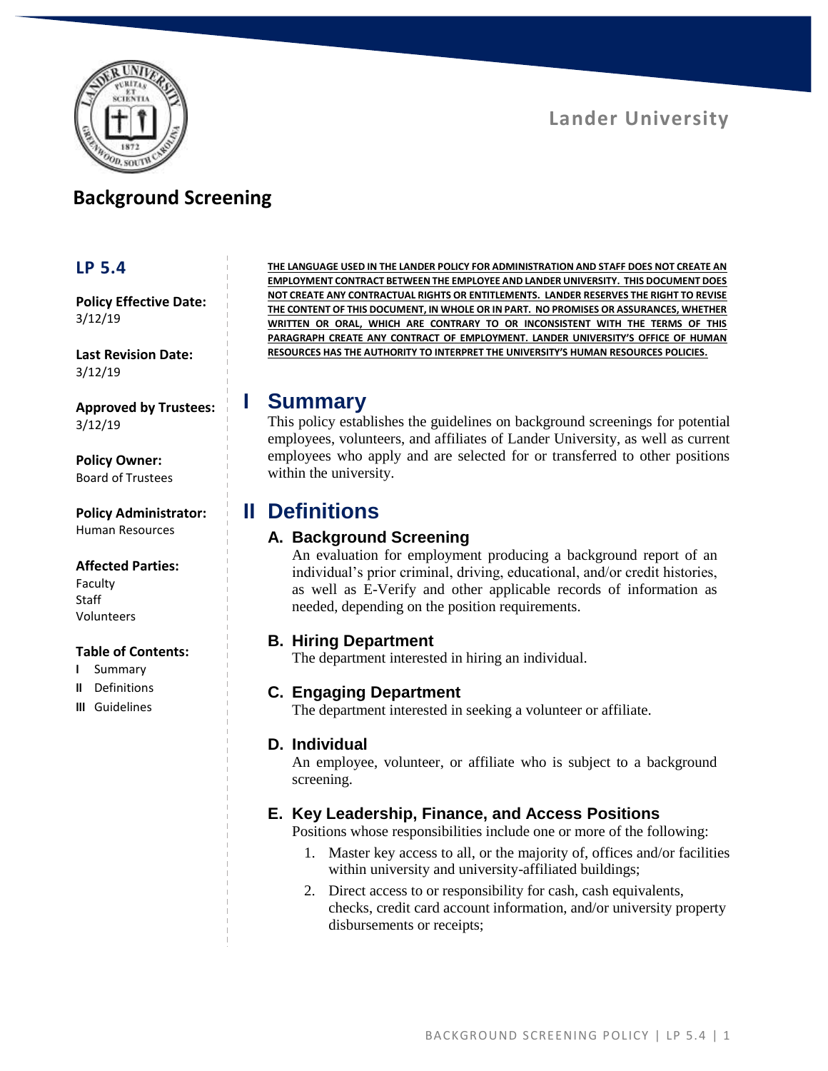Lander University

# Background Scaling

Lander University

# Background Screening

## LP 5.4

**Policy Effective Date:**
3/12/19

**Last Revision Date:**
3/12/19

**Approved by Trustees:**
3/12/19

**Policy Owner:**
Board of Trustees

**Policy Administrator:**
Human Resources

**Affected Parties:**
Faculty
Staff
Volunteers

**Table of Contents:**
- I Summary
- II Definitions
- III Guidelines

**THE LANGUAGE USED IN THE LANDER POLICY FOR ADMINISTRATION AND STAFF DOES NOT CREATE AN EMPLOYMENT CONTRACT BETWEEN THE EMPLOYEE AND LANDER UNIVERSITY. THIS DOCUMENT DOES NOT CREATE ANY CONTRACTUAL RIGHTS OR ENTITLEMENTS. LANDER RESERVES THE RIGHT TO REVISE THE CONTENT OF THIS DOCUMENT, IN WHOLE OR IN PART. NO PROMISES OR ASSURANCES, WHETHER WRITTEN OR ORAL, WHICH ARE CONTRARY TO OR INCONSISTENT WITH THE TERMS OF THIS PARAGRAPH CREATE ANY CONTRACT OF EMPLOYMENT. LANDER UNIVERSITY'S OFFICE OF HUMAN RESOURCES HAS THE AUTHORITY TO INTERPRET THE UNIVERSITY'S HUMAN RESOURCES POLICIES.**

## I Summary

This policy establishes the guidelines on background screenings for potential employees, volunteers, and affiliates of Lander University, as well as current employees who apply and are selected for or transferred to other positions within the university.

## II Definitions

### A. Background Screening

An evaluation for employment producing a background report of an individual's prior criminal, driving, educational, and/or credit histories, as well as E-Verify and other applicable records of information as needed, depending on the position requirements.

### B. Hiring Department

The department interested in hiring an individual.

### C. Engaging Department

The department interested in seeking a volunteer or affiliate.

### D. Individual

An employee, volunteer, or affiliate who is subject to a background screening.

### E. Key Leadership, Finance, and Access Positions

Positions whose responsibilities include one or more of the following:

1. Master key access to all, or the majority of, offices and/or facilities within university and university-affiliated buildings;
2. Direct access to or responsibility for cash, cash equivalents, checks, credit card account information, and/or university property disbursements or receipts;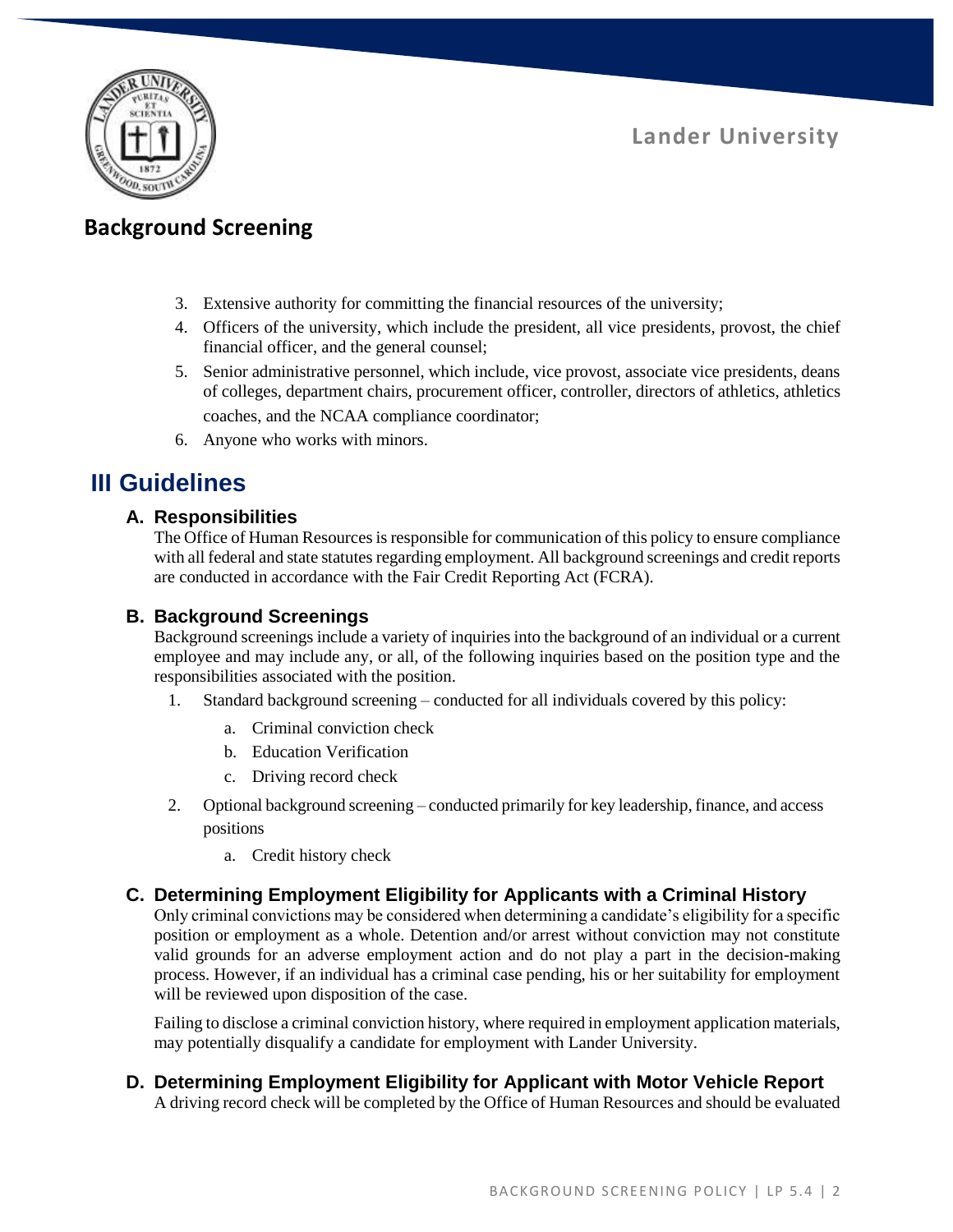3. Extensive authority for committing the financial resources of the university;
4. Officers of the university, which include the president, all vice presidents, provost, the chief financial officer, and the general counsel;
5. Senior administrative personnel, which include, vice provost, associate vice presidents, deans of colleges, department chairs, procurement officer, controller, directors of athletics, athletics coaches, and the NCAA compliance coordinator;
6. Anyone who works with minors.

## III Guidelines

### A. Responsibilities

The Office of Human Resources is responsible for communication of this policy to ensure compliance with all federal and state statutes regarding employment. All background screenings and credit reports are conducted in accordance with the Fair Credit Reporting Act (FCRA).

### B. Background Screenings

Background screenings include a variety of inquiries into the background of an individual or a current employee and may include any, or all, of the following inquiries based on the position type and the responsibilities associated with the position.

1. Standard background screening – conducted for all individuals covered by this policy:
   a. Criminal conviction check
   b. Education Verification
   c. Driving record check
2. Optional background screening – conducted primarily for key leadership, finance, and access positions
   a. Credit history check

### C. Determining Employment Eligibility for Applicants with a Criminal History

Only criminal convictions may be considered when determining a candidate's eligibility for a specific position or employment as a whole. Detention and/or arrest without conviction may not constitute valid grounds for an adverse employment action and do not play a part in the decision-making process. However, if an individual has a criminal case pending, his or her suitability for employment will be reviewed upon disposition of the case.

Failing to disclose a criminal conviction history, where required in employment application materials, may potentially disqualify a candidate for employment with Lander University.

### D. Determining Employment Eligibility for Applicant with Motor Vehicle Report

A driving record check will be completed by the Office of Human Resources and should be evaluated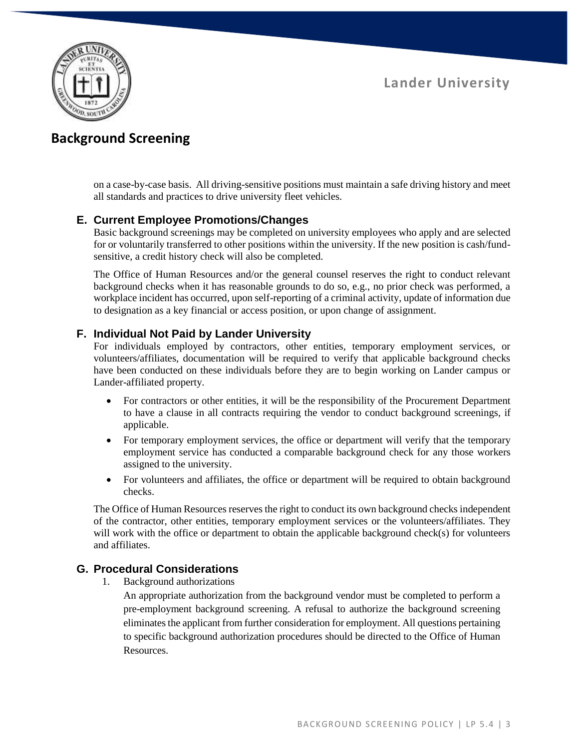on a case-by-case basis. All driving-sensitive positions must maintain a safe driving history and meet all standards and practices to drive university fleet vehicles.

### E. Current Employee Promotions/Changes

Basic background screenings may be completed on university employees who apply and are selected for or voluntarily transferred to other positions within the university. If the new position is cash/fund-sensitive, a credit history check will also be completed.

The Office of Human Resources and/or the general counsel reserves the right to conduct relevant background checks when it has reasonable grounds to do so, e.g., no prior check was performed, a workplace incident has occurred, upon self-reporting of a criminal activity, update of information due to designation as a key financial or access position, or upon change of assignment.

### F. Individual Not Paid by Lander University

For individuals employed by contractors, other entities, temporary employment services, or volunteers/affiliates, documentation will be required to verify that applicable background checks have been conducted on these individuals before they are to begin working on Lander campus or Lander-affiliated property.

- For contractors or other entities, it will be the responsibility of the Procurement Department to have a clause in all contracts requiring the vendor to conduct background screenings, if applicable.
- For temporary employment services, the office or department will verify that the temporary employment service has conducted a comparable background check for any those workers assigned to the university.
- For volunteers and affiliates, the office or department will be required to obtain background checks.

The Office of Human Resources reserves the right to conduct its own background checks independent of the contractor, other entities, temporary employment services or the volunteers/affiliates. They will work with the office or department to obtain the applicable background check(s) for volunteers and affiliates.

### G. Procedural Considerations

1. Background authorizations

   An appropriate authorization from the background vendor must be completed to perform a pre-employment background screening. A refusal to authorize the background screening eliminates the applicant from further consideration for employment. All questions pertaining to specific background authorization procedures should be directed to the Office of Human Resources.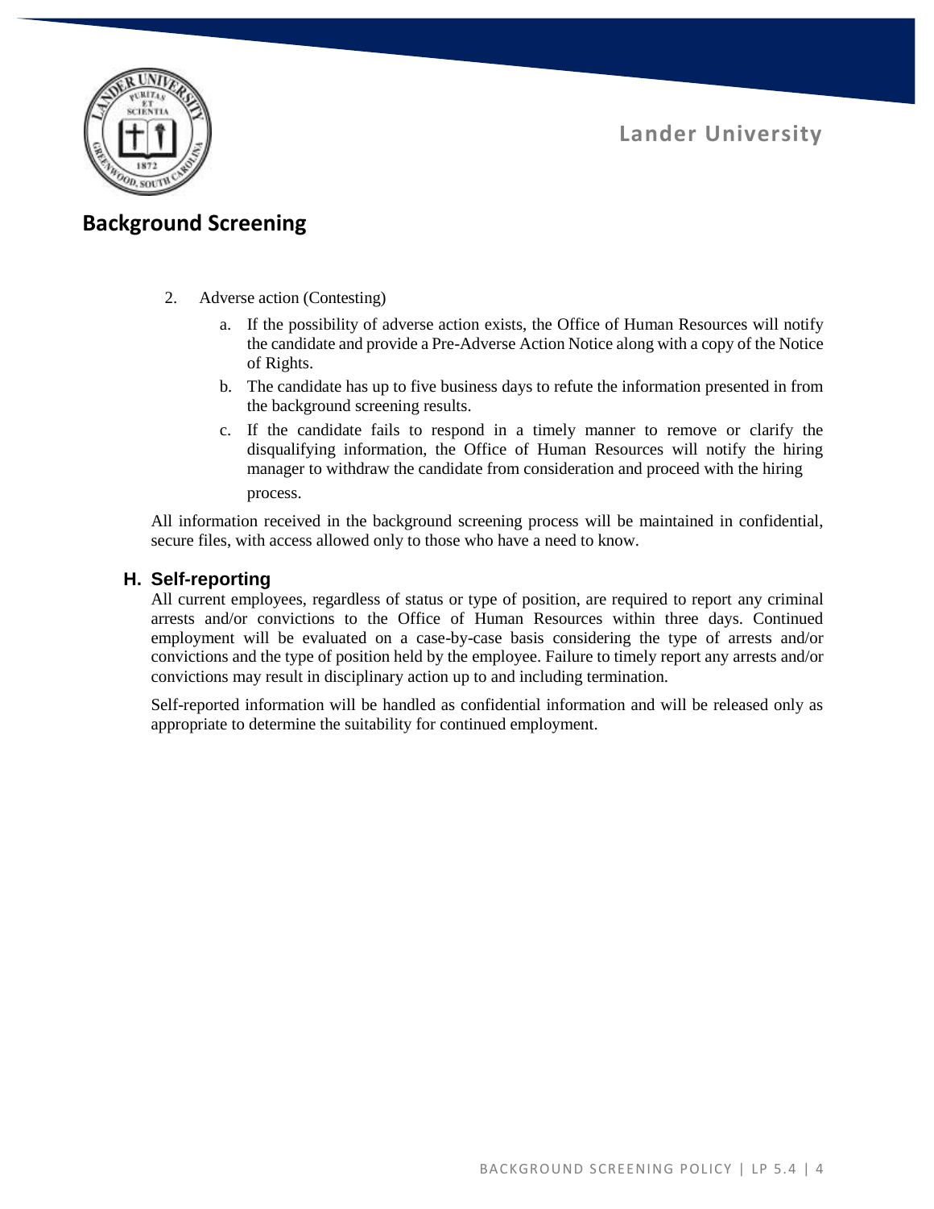2. Adverse action (Contesting)

   a. If the possibility of adverse action exists, the Office of Human Resources will notify the candidate and provide a Pre-Adverse Action Notice along with a copy of the Notice of Rights.

   b. The candidate has up to five business days to refute the information presented in from the background screening results.

   c. If the candidate fails to respond in a timely manner to remove or clarify the disqualifying information, the Office of Human Resources will notify the hiring manager to withdraw the candidate from consideration and proceed with the hiring process.

All information received in the background screening process will be maintained in confidential, secure files, with access allowed only to those who have a need to know.

### H. Self-reporting

All current employees, regardless of status or type of position, are required to report any criminal arrests and/or convictions to the Office of Human Resources within three days. Continued employment will be evaluated on a case-by-case basis considering the type of arrests and/or convictions and the type of position held by the employee. Failure to timely report any arrests and/or convictions may result in disciplinary action up to and including termination.

Self-reported information will be handled as confidential information and will be released only as appropriate to determine the suitability for continued employment.